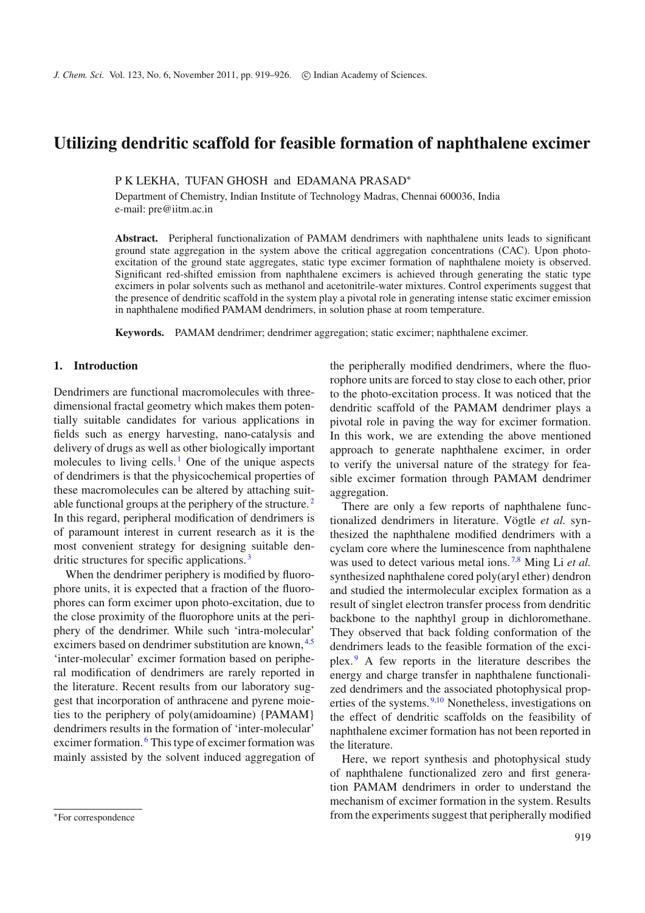# Utilizing dendritic scaffold for feasible formation of naphthalene excimer

P K LEKHA, TUFAN GHOSH and EDAMANA PRASAD*

Department of Chemistry, Indian Institute of Technology Madras, Chennai 600036, India
e-mail: pre@iitm.ac.in

**Abstract.** Peripheral functionalization of PAMAM dendrimers with naphthalene units leads to significant ground state aggregation in the system above the critical aggregation concentrations (CAC). Upon photo-excitation of the ground state aggregates, static type excimer formation of naphthalene moiety is observed. Significant red-shifted emission from naphthalene excimers is achieved through generating the static type excimers in polar solvents such as methanol and acetonitrile-water mixtures. Control experiments suggest that the presence of dendritic scaffold in the system play a pivotal role in generating intense static excimer emission in naphthalene modified PAMAM dendrimers, in solution phase at room temperature.

**Keywords.** PAMAM dendrimer; dendrimer aggregation; static excimer; naphthalene excimer.

## 1. Introduction

Dendrimers are functional macromolecules with three-dimensional fractal geometry which makes them potentially suitable candidates for various applications in fields such as energy harvesting, nano-catalysis and delivery of drugs as well as other biologically important molecules to living cells.[1] One of the unique aspects of dendrimers is that the physicochemical properties of these macromolecules can be altered by attaching suitable functional groups at the periphery of the structure.[2] In this regard, peripheral modification of dendrimers is of paramount interest in current research as it is the most convenient strategy for designing suitable dendritic structures for specific applications.[3]

When the dendrimer periphery is modified by fluorophore units, it is expected that a fraction of the fluorophores can form excimer upon photo-excitation, due to the close proximity of the fluorophore units at the periphery of the dendrimer. While such 'intra-molecular' excimers based on dendrimer substitution are known,[4,5] 'inter-molecular' excimer formation based on peripheral modification of dendrimers are rarely reported in the literature. Recent results from our laboratory suggest that incorporation of anthracene and pyrene moieties to the periphery of poly(amidoamine) {PAMAM} dendrimers results in the formation of 'inter-molecular' excimer formation.[6] This type of excimer formation was mainly assisted by the solvent induced aggregation of the peripherally modified dendrimers, where the fluorophore units are forced to stay close to each other, prior to the photo-excitation process. It was noticed that the dendritic scaffold of the PAMAM dendrimer plays a pivotal role in paving the way for excimer formation. In this work, we are extending the above mentioned approach to generate naphthalene excimer, in order to verify the universal nature of the strategy for feasible excimer formation through PAMAM dendrimer aggregation.

There are only a few reports of naphthalene functionalized dendrimers in literature. Vögtle *et al.* synthesized the naphthalene modified dendrimers with a cyclam core where the luminescence from naphthalene was used to detect various metal ions.[7,8] Ming Li *et al.* synthesized naphthalene cored poly(aryl ether) dendron and studied the intermolecular exciplex formation as a result of singlet electron transfer process from dendritic backbone to the naphthyl group in dichloromethane. They observed that back folding conformation of the dendrimers leads to the feasible formation of the exciplex.[9] A few reports in the literature describes the energy and charge transfer in naphthalene functionalized dendrimers and the associated photophysical properties of the systems.[9,10] Nonetheless, investigations on the effect of dendritic scaffolds on the feasibility of naphthalene excimer formation has not been reported in the literature.

Here, we report synthesis and photophysical study of naphthalene functionalized zero and first generation PAMAM dendrimers in order to understand the mechanism of excimer formation in the system. Results from the experiments suggest that peripherally modified

*For correspondence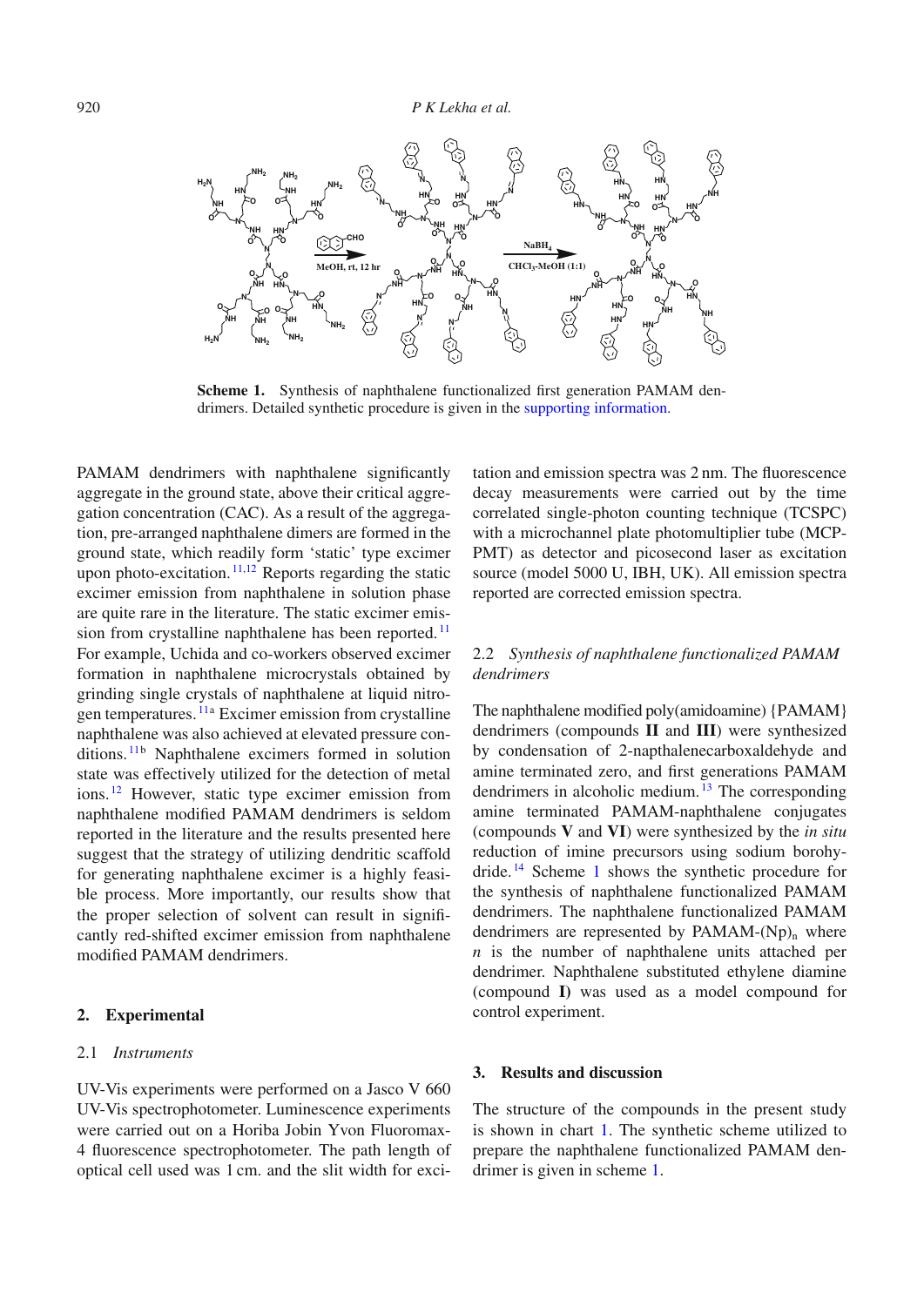**Scheme 1.** Synthesis of naphthalene functionalized first generation PAMAM dendrimers. Detailed synthetic procedure is given in the supporting information.

PAMAM dendrimers with naphthalene significantly aggregate in the ground state, above their critical aggregation concentration (CAC). As a result of the aggregation, pre-arranged naphthalene dimers are formed in the ground state, which readily form 'static' type excimer upon photo-excitation.[11,12] Reports regarding the static excimer emission from naphthalene in solution phase are quite rare in the literature. The static excimer emission from crystalline naphthalene has been reported.[11] For example, Uchida and co-workers observed excimer formation in naphthalene microcrystals obtained by grinding single crystals of naphthalene at liquid nitrogen temperatures.[11a] Excimer emission from crystalline naphthalene was also achieved at elevated pressure conditions.[11b] Naphthalene excimers formed in solution state was effectively utilized for the detection of metal ions.[12] However, static type excimer emission from naphthalene modified PAMAM dendrimers is seldom reported in the literature and the results presented here suggest that the strategy of utilizing dendritic scaffold for generating naphthalene excimer is a highly feasible process. More importantly, our results show that the proper selection of solvent can result in significantly red-shifted excimer emission from naphthalene modified PAMAM dendrimers.

## 2. Experimental

### 2.1 *Instruments*

UV-Vis experiments were performed on a Jasco V 660 UV-Vis spectrophotometer. Luminescence experiments were carried out on a Horiba Jobin Yvon Fluoromax-4 fluorescence spectrophotometer. The path length of optical cell used was 1 cm. and the slit width for excitation and emission spectra was 2 nm. The fluorescence decay measurements were carried out by the time correlated single-photon counting technique (TCSPC) with a microchannel plate photomultiplier tube (MCP-PMT) as detector and picosecond laser as excitation source (model 5000 U, IBH, UK). All emission spectra reported are corrected emission spectra.

### 2.2 *Synthesis of naphthalene functionalized PAMAM dendrimers*

The naphthalene modified poly(amidoamine) {PAMAM} dendrimers (compounds **II** and **III**) were synthesized by condensation of 2-napthalenecarboxaldehyde and amine terminated zero, and first generations PAMAM dendrimers in alcoholic medium.[13] The corresponding amine terminated PAMAM-naphthalene conjugates (compounds **V** and **VI**) were synthesized by the *in situ* reduction of imine precursors using sodium borohydride.[14] Scheme 1 shows the synthetic procedure for the synthesis of naphthalene functionalized PAMAM dendrimers. The naphthalene functionalized PAMAM dendrimers are represented by PAMAM-$(Np)_n$ where $n$ is the number of naphthalene units attached per dendrimer. Naphthalene substituted ethylene diamine (compound **I**) was used as a model compound for control experiment.

## 3. Results and discussion

The structure of the compounds in the present study is shown in chart 1. The synthetic scheme utilized to prepare the naphthalene functionalized PAMAM dendrimer is given in scheme 1.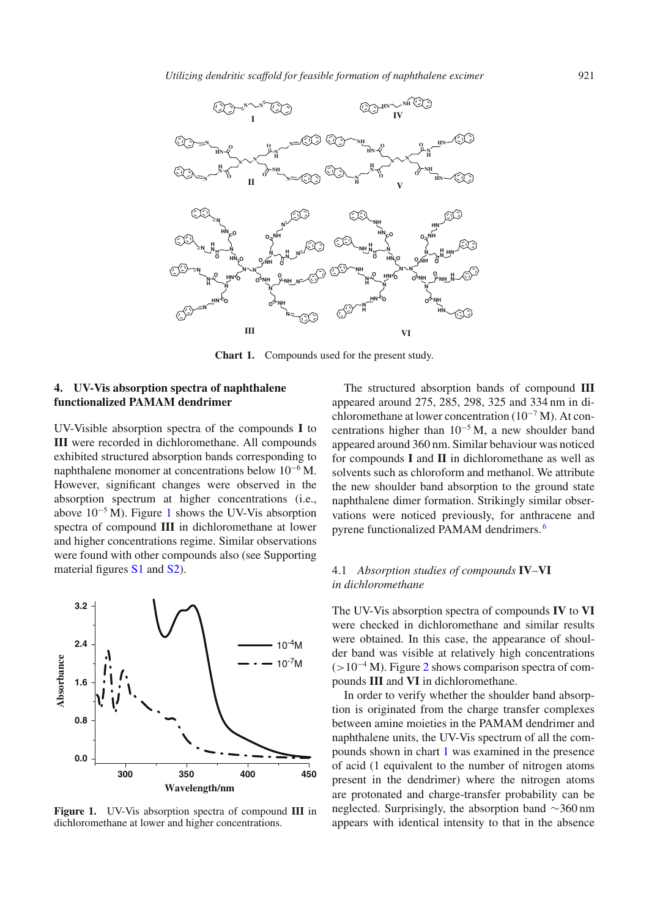**Chart 1.** Compounds used for the present study.

## 4. UV-Vis absorption spectra of naphthalene functionalized PAMAM dendrimer

UV-Visible absorption spectra of the compounds **I** to **III** were recorded in dichloromethane. All compounds exhibited structured absorption bands corresponding to naphthalene monomer at concentrations below $10^{-6}$ M. However, significant changes were observed in the absorption spectrum at higher concentrations (i.e., above $10^{-5}$ M). Figure 1 shows the UV-Vis absorption spectra of compound **III** in dichloromethane at lower and higher concentrations regime. Similar observations were found with other compounds also (see Supporting material figures S1 and S2).

**Figure 1.** UV-Vis absorption spectra of compound **III** in dichloromethane at lower and higher concentrations.

The structured absorption bands of compound **III** appeared around 275, 285, 298, 325 and 334 nm in dichloromethane at lower concentration ($10^{-7}$ M). At concentrations higher than $10^{-5}$ M, a new shoulder band appeared around 360 nm. Similar behaviour was noticed for compounds **I** and **II** in dichloromethane as well as solvents such as chloroform and methanol. We attribute the new shoulder band absorption to the ground state naphthalene dimer formation. Strikingly similar observations were noticed previously, for anthracene and pyrene functionalized PAMAM dendrimers.[6]

### 4.1 *Absorption studies of compounds* **IV**–**VI** *in dichloromethane*

The UV-Vis absorption spectra of compounds **IV** to **VI** were checked in dichloromethane and similar results were obtained. In this case, the appearance of shoulder band was visible at relatively high concentrations ($>10^{-4}$ M). Figure 2 shows comparison spectra of compounds **III** and **VI** in dichloromethane.

In order to verify whether the shoulder band absorption is originated from the charge transfer complexes between amine moieties in the PAMAM dendrimer and naphthalene units, the UV-Vis spectrum of all the compounds shown in chart 1 was examined in the presence of acid (1 equivalent to the number of nitrogen atoms present in the dendrimer) where the nitrogen atoms are protonated and charge-transfer probability can be neglected. Surprisingly, the absorption band ~360 nm appears with identical intensity to that in the absence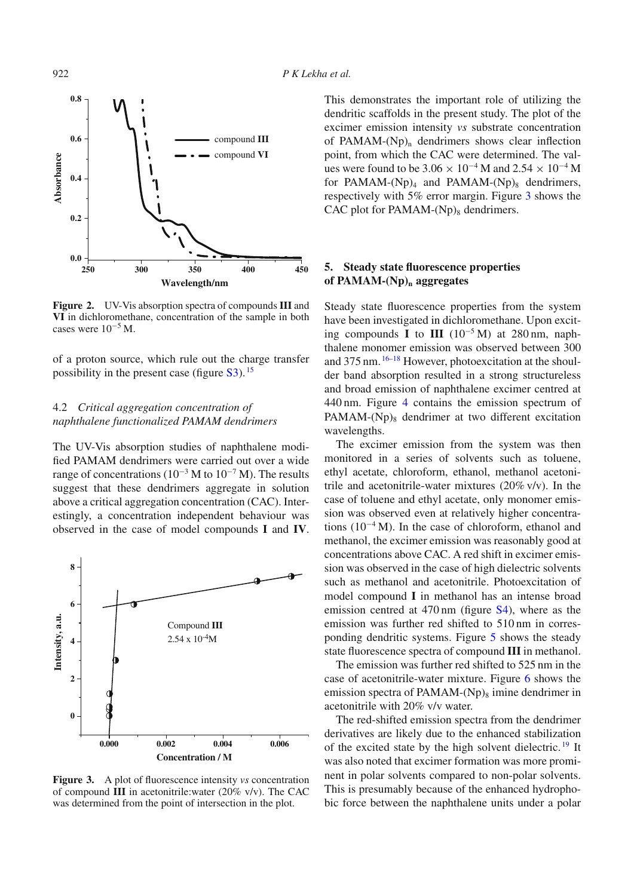Figure 2. UV-Vis absorption spectra of compounds **III** and **VI** in dichloromethane, concentration of the sample in both cases were $10^{-5}$ M.

of a proton source, which rule out the charge transfer possibility in the present case (figure S3).[15]

### 4.2 *Critical aggregation concentration of naphthalene functionalized PAMAM dendrimers*

The UV-Vis absorption studies of naphthalene modified PAMAM dendrimers were carried out over a wide range of concentrations ($10^{-3}$ M to $10^{-7}$ M). The results suggest that these dendrimers aggregate in solution above a critical aggregation concentration (CAC). Interestingly, a concentration independent behaviour was observed in the case of model compounds **I** and **IV**. This demonstrates the important role of utilizing the dendritic scaffolds in the present study. The plot of the excimer emission intensity *vs* substrate concentration of PAMAM-$(Np)_n$ dendrimers shows clear inflection point, from which the CAC were determined. The values were found to be $3.06 \times 10^{-4}$ M and $2.54 \times 10^{-4}$ M for PAMAM-$(Np)_4$ and PAMAM-$(Np)_8$ dendrimers, respectively with 5% error margin. Figure 3 shows the CAC plot for PAMAM-$(Np)_8$ dendrimers.

Figure 3. A plot of fluorescence intensity *vs* concentration of compound **III** in acetonitrile:water (20% v/v). The CAC was determined from the point of intersection in the plot.

## 5. Steady state fluorescence properties of PAMAM-$(Np)_n$ aggregates

Steady state fluorescence properties from the system have been investigated in dichloromethane. Upon exciting compounds **I** to **III** ($10^{-5}$ M) at 280 nm, naphthalene monomer emission was observed between 300 and 375 nm.[16–18] However, photoexcitation at the shoulder band absorption resulted in a strong structureless and broad emission of naphthalene excimer centred at 440 nm. Figure 4 contains the emission spectrum of PAMAM-$(Np)_8$ dendrimer at two different excitation wavelengths.

The excimer emission from the system was then monitored in a series of solvents such as toluene, ethyl acetate, chloroform, ethanol, methanol acetonitrile and acetonitrile-water mixtures (20% v/v). In the case of toluene and ethyl acetate, only monomer emission was observed even at relatively higher concentrations ($10^{-4}$ M). In the case of chloroform, ethanol and methanol, the excimer emission was reasonably good at concentrations above CAC. A red shift in excimer emission was observed in the case of high dielectric solvents such as methanol and acetonitrile. Photoexcitation of model compound **I** in methanol has an intense broad emission centred at 470 nm (figure S4), where as the emission was further red shifted to 510 nm in corresponding dendritic systems. Figure 5 shows the steady state fluorescence spectra of compound **III** in methanol.

The emission was further red shifted to 525 nm in the case of acetonitrile-water mixture. Figure 6 shows the emission spectra of PAMAM-$(Np)_8$ imine dendrimer in acetonitrile with 20% v/v water.

The red-shifted emission spectra from the dendrimer derivatives are likely due to the enhanced stabilization of the excited state by the high solvent dielectric.[19] It was also noted that excimer formation was more prominent in polar solvents compared to non-polar solvents. This is presumably because of the enhanced hydrophobic force between the naphthalene units under a polar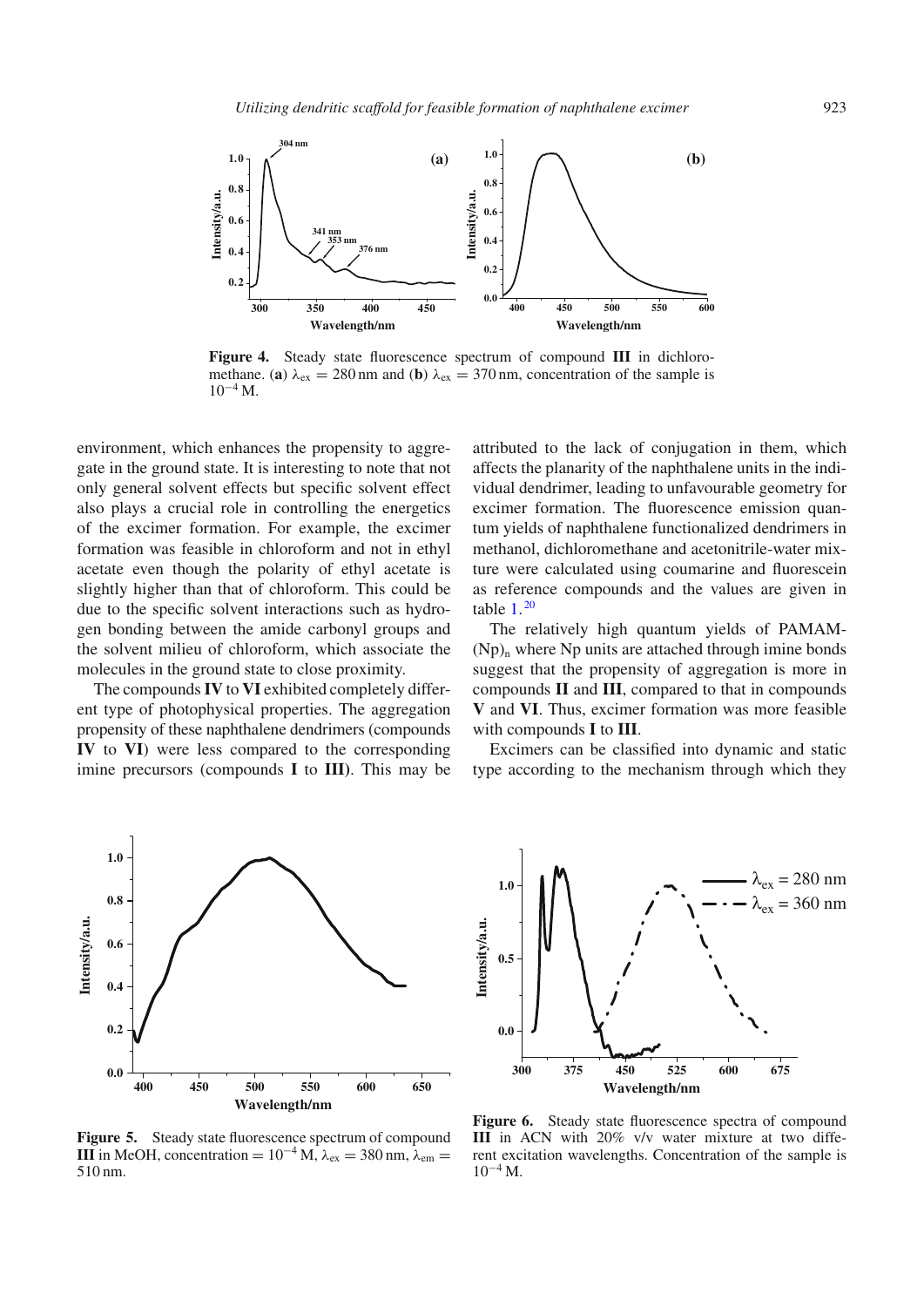**Figure 4.** Steady state fluorescence spectrum of compound **III** in dichloromethane. (**a**) $\lambda_{ex} = 280$ nm and (**b**) $\lambda_{ex} = 370$ nm, concentration of the sample is $10^{-4}$ M.

environment, which enhances the propensity to aggregate in the ground state. It is interesting to note that not only general solvent effects but specific solvent effect also plays a crucial role in controlling the energetics of the excimer formation. For example, the excimer formation was feasible in chloroform and not in ethyl acetate even though the polarity of ethyl acetate is slightly higher than that of chloroform. This could be due to the specific solvent interactions such as hydrogen bonding between the amide carbonyl groups and the solvent milieu of chloroform, which associate the molecules in the ground state to close proximity.

The compounds **IV** to **VI** exhibited completely different type of photophysical properties. The aggregation propensity of these naphthalene dendrimers (compounds **IV** to **VI**) were less compared to the corresponding imine precursors (compounds **I** to **III**). This may be attributed to the lack of conjugation in them, which affects the planarity of the naphthalene units in the individual dendrimer, leading to unfavourable geometry for excimer formation. The fluorescence emission quantum yields of naphthalene functionalized dendrimers in methanol, dichloromethane and acetonitrile-water mixture were calculated using coumarine and fluorescein as reference compounds and the values are given in table 1.[20]

The relatively high quantum yields of PAMAM-$(Np)_n$ where Np units are attached through imine bonds suggest that the propensity of aggregation is more in compounds **II** and **III**, compared to that in compounds **V** and **VI**. Thus, excimer formation was more feasible with compounds **I** to **III**.

Excimers can be classified into dynamic and static type according to the mechanism through which they

**Figure 5.** Steady state fluorescence spectrum of compound **III** in MeOH, concentration = $10^{-4}$ M, $\lambda_{ex} = 380$ nm, $\lambda_{em} = 510$ nm.

**Figure 6.** Steady state fluorescence spectra of compound **III** in ACN with 20% v/v water mixture at two different excitation wavelengths. Concentration of the sample is $10^{-4}$ M.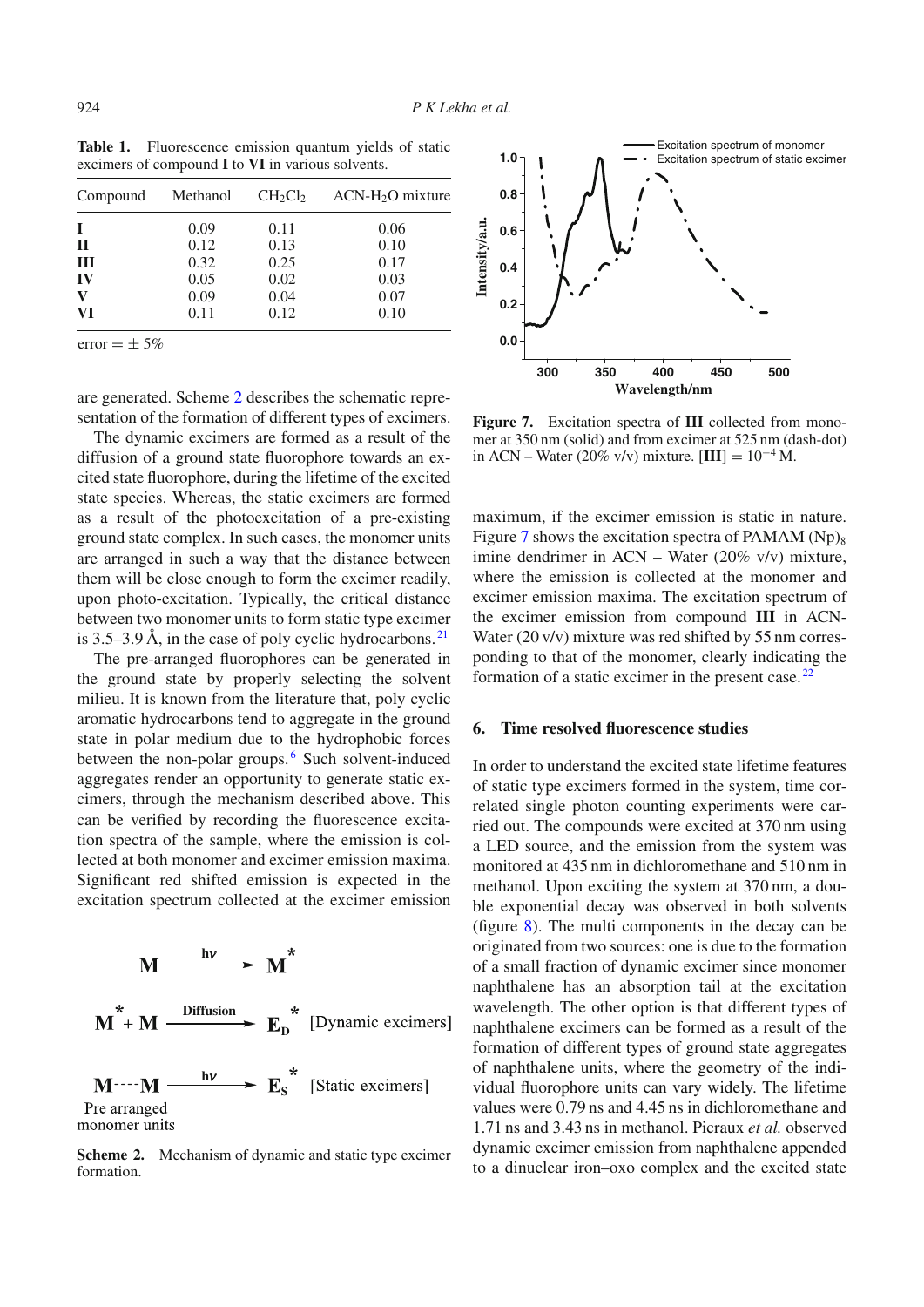**Table 1.** Fluorescence emission quantum yields of static excimers of compound **I** to **VI** in various solvents.

| Compound | Methanol | $CH_2Cl_2$ | ACN-$H_2O$ mixture |
|---|---|---|---|
| **I** | 0.09 | 0.11 | 0.06 |
| **II** | 0.12 | 0.13 | 0.10 |
| **III** | 0.32 | 0.25 | 0.17 |
| **IV** | 0.05 | 0.02 | 0.03 |
| **V** | 0.09 | 0.04 | 0.07 |
| **VI** | 0.11 | 0.12 | 0.10 |

error = ± 5%

are generated. Scheme 2 describes the schematic representation of the formation of different types of excimers.

The dynamic excimers are formed as a result of the diffusion of a ground state fluorophore towards an excited state fluorophore, during the lifetime of the excited state species. Whereas, the static excimers are formed as a result of the photoexcitation of a pre-existing ground state complex. In such cases, the monomer units are arranged in such a way that the distance between them will be close enough to form the excimer readily, upon photo-excitation. Typically, the critical distance between two monomer units to form static type excimer is 3.5–3.9 Å, in the case of poly cyclic hydrocarbons.[21]

The pre-arranged fluorophores can be generated in the ground state by properly selecting the solvent milieu. It is known from the literature that, poly cyclic aromatic hydrocarbons tend to aggregate in the ground state in polar medium due to the hydrophobic forces between the non-polar groups.[6] Such solvent-induced aggregates render an opportunity to generate static excimers, through the mechanism described above. This can be verified by recording the fluorescence excitation spectra of the sample, where the emission is collected at both monomer and excimer emission maxima. Significant red shifted emission is expected in the excitation spectrum collected at the excimer emission maximum, if the excimer emission is static in nature. Figure 7 shows the excitation spectra of PAMAM $(Np)_8$ imine dendrimer in ACN – Water (20% v/v) mixture, where the emission is collected at the monomer and excimer emission maxima. The excitation spectrum of the excimer emission from compound **III** in ACN-Water (20 v/v) mixture was red shifted by 55 nm corresponding to that of the monomer, clearly indicating the formation of a static excimer in the present case.[22]

$$M \xrightarrow{h\nu} M^*$$

$$M^* + M \xrightarrow{\text{Diffusion}} E_D^* \quad \text{[Dynamic excimers]}$$

$$M\text{----}M \xrightarrow{h\nu} E_S^* \quad \text{[Static excimers]}$$

Pre arranged monomer units

**Scheme 2.** Mechanism of dynamic and static type excimer formation.

**Figure 7.** Excitation spectra of **III** collected from monomer at 350 nm (solid) and from excimer at 525 nm (dash-dot) in ACN – Water (20% v/v) mixture. $[\mathbf{III}] = 10^{-4}$ M.

## 6. Time resolved fluorescence studies

In order to understand the excited state lifetime features of static type excimers formed in the system, time correlated single photon counting experiments were carried out. The compounds were excited at 370 nm using a LED source, and the emission from the system was monitored at 435 nm in dichloromethane and 510 nm in methanol. Upon exciting the system at 370 nm, a double exponential decay was observed in both solvents (figure 8). The multi components in the decay can be originated from two sources: one is due to the formation of a small fraction of dynamic excimer since monomer naphthalene has an absorption tail at the excitation wavelength. The other option is that different types of naphthalene excimers can be formed as a result of the formation of different types of ground state aggregates of naphthalene units, where the geometry of the individual fluorophore units can vary widely. The lifetime values were 0.79 ns and 4.45 ns in dichloromethane and 1.71 ns and 3.43 ns in methanol. Picraux *et al.* observed dynamic excimer emission from naphthalene appended to a dinuclear iron–oxo complex and the excited state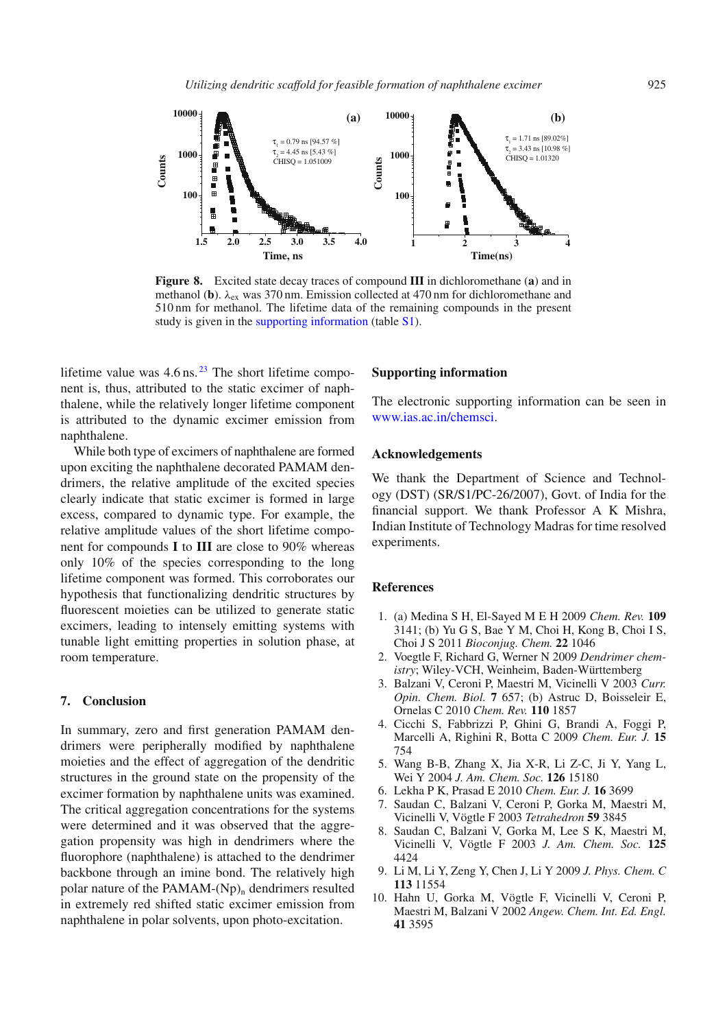**Figure 8.** Excited state decay traces of compound **III** in dichloromethane (**a**) and in methanol (**b**). $\lambda_{ex}$ was 370 nm. Emission collected at 470 nm for dichloromethane and 510 nm for methanol. The lifetime data of the remaining compounds in the present study is given in the supporting information (table S1).

lifetime value was 4.6 ns.[23] The short lifetime component is, thus, attributed to the static excimer of naphthalene, while the relatively longer lifetime component is attributed to the dynamic excimer emission from naphthalene.

While both type of excimers of naphthalene are formed upon exciting the naphthalene decorated PAMAM dendrimers, the relative amplitude of the excited species clearly indicate that static excimer is formed in large excess, compared to dynamic type. For example, the relative amplitude values of the short lifetime component for compounds **I** to **III** are close to 90% whereas only 10% of the species corresponding to the long lifetime component was formed. This corroborates our hypothesis that functionalizing dendritic structures by fluorescent moieties can be utilized to generate static excimers, leading to intensely emitting systems with tunable light emitting properties in solution phase, at room temperature.

## 7. Conclusion

In summary, zero and first generation PAMAM dendrimers were peripherally modified by naphthalene moieties and the effect of aggregation of the dendritic structures in the ground state on the propensity of the excimer formation by naphthalene units was examined. The critical aggregation concentrations for the systems were determined and it was observed that the aggregation propensity was high in dendrimers where the fluorophore (naphthalene) is attached to the dendrimer backbone through an imine bond. The relatively high polar nature of the PAMAM-$(Np)_n$ dendrimers resulted in extremely red shifted static excimer emission from naphthalene in polar solvents, upon photo-excitation.

## Supporting information

The electronic supporting information can be seen in www.ias.ac.in/chemsci.

## Acknowledgements

We thank the Department of Science and Technology (DST) (SR/S1/PC-26/2007), Govt. of India for the financial support. We thank Professor A K Mishra, Indian Institute of Technology Madras for time resolved experiments.

## References

1. (a) Medina S H, El-Sayed M E H 2009 *Chem. Rev.* **109** 3141; (b) Yu G S, Bae Y M, Choi H, Kong B, Choi I S, Choi J S 2011 *Bioconjug. Chem.* **22** 1046
2. Voegtle F, Richard G, Werner N 2009 *Dendrimer chemistry*; Wiley-VCH, Weinheim, Baden-Württemberg
3. Balzani V, Ceroni P, Maestri M, Vicinelli V 2003 *Curr. Opin. Chem. Biol.* **7** 657; (b) Astruc D, Boisseleir E, Ornelas C 2010 *Chem. Rev.* **110** 1857
4. Cicchi S, Fabbrizzi P, Ghini G, Brandi A, Foggi P, Marcelli A, Righini R, Botta C 2009 *Chem. Eur. J.* **15** 754
5. Wang B-B, Zhang X, Jia X-R, Li Z-C, Ji Y, Yang L, Wei Y 2004 *J. Am. Chem. Soc.* **126** 15180
6. Lekha P K, Prasad E 2010 *Chem. Eur. J.* **16** 3699
7. Saudan C, Balzani V, Ceroni P, Gorka M, Maestri M, Vicinelli V, Vögtle F 2003 *Tetrahedron* **59** 3845
8. Saudan C, Balzani V, Gorka M, Lee S K, Maestri M, Vicinelli V, Vögtle F 2003 *J. Am. Chem. Soc.* **125** 4424
9. Li M, Li Y, Zeng Y, Chen J, Li Y 2009 *J. Phys. Chem. C* **113** 11554
10. Hahn U, Gorka M, Vögtle F, Vicinelli V, Ceroni P, Maestri M, Balzani V 2002 *Angew. Chem. Int. Ed. Engl.* **41** 3595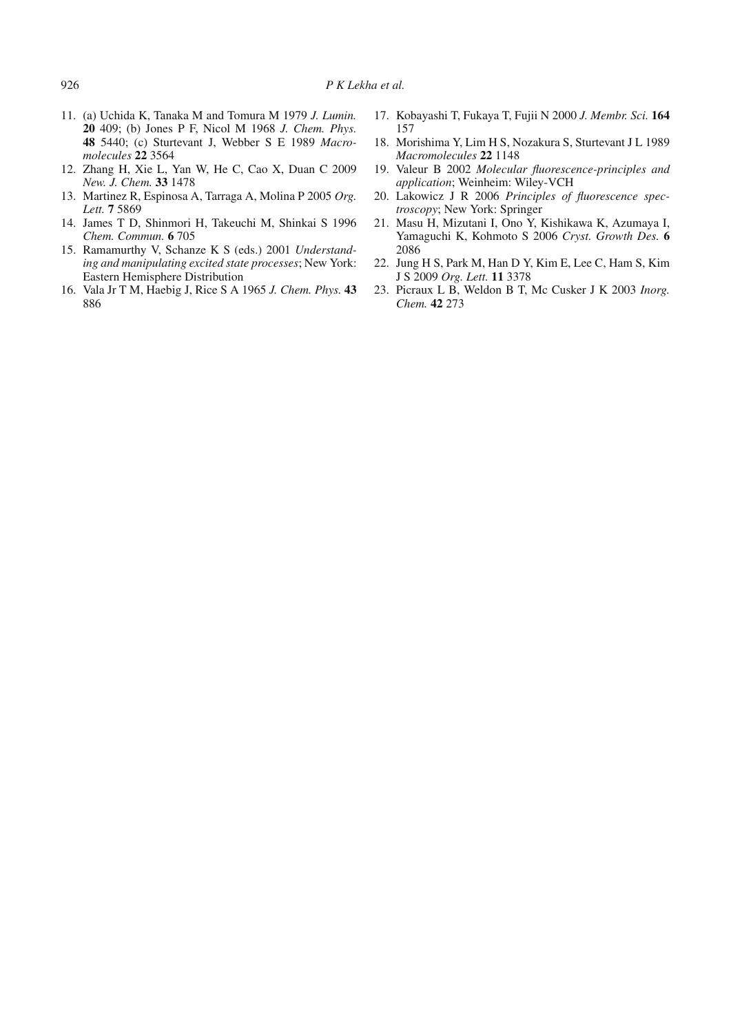11. (a) Uchida K, Tanaka M and Tomura M 1979 *J. Lumin.* **20** 409; (b) Jones P F, Nicol M 1968 *J. Chem. Phys.* **48** 5440; (c) Sturtevant J, Webber S E 1989 *Macromolecules* **22** 3564
12. Zhang H, Xie L, Yan W, He C, Cao X, Duan C 2009 *New. J. Chem.* **33** 1478
13. Martinez R, Espinosa A, Tarraga A, Molina P 2005 *Org. Lett.* **7** 5869
14. James T D, Shinmori H, Takeuchi M, Shinkai S 1996 *Chem. Commun.* **6** 705
15. Ramamurthy V, Schanze K S (eds.) 2001 *Understanding and manipulating excited state processes*; New York: Eastern Hemisphere Distribution
16. Vala Jr T M, Haebig J, Rice S A 1965 *J. Chem. Phys.* **43** 886
17. Kobayashi T, Fukaya T, Fujii N 2000 *J. Membr. Sci.* **164** 157
18. Morishima Y, Lim H S, Nozakura S, Sturtevant J L 1989 *Macromolecules* **22** 1148
19. Valeur B 2002 *Molecular fluorescence-principles and application*; Weinheim: Wiley-VCH
20. Lakowicz J R 2006 *Principles of fluorescence spectroscopy*; New York: Springer
21. Masu H, Mizutani I, Ono Y, Kishikawa K, Azumaya I, Yamaguchi K, Kohmoto S 2006 *Cryst. Growth Des.* **6** 2086
22. Jung H S, Park M, Han D Y, Kim E, Lee C, Ham S, Kim J S 2009 *Org. Lett.* **11** 3378
23. Picraux L B, Weldon B T, Mc Cusker J K 2003 *Inorg. Chem.* **42** 273